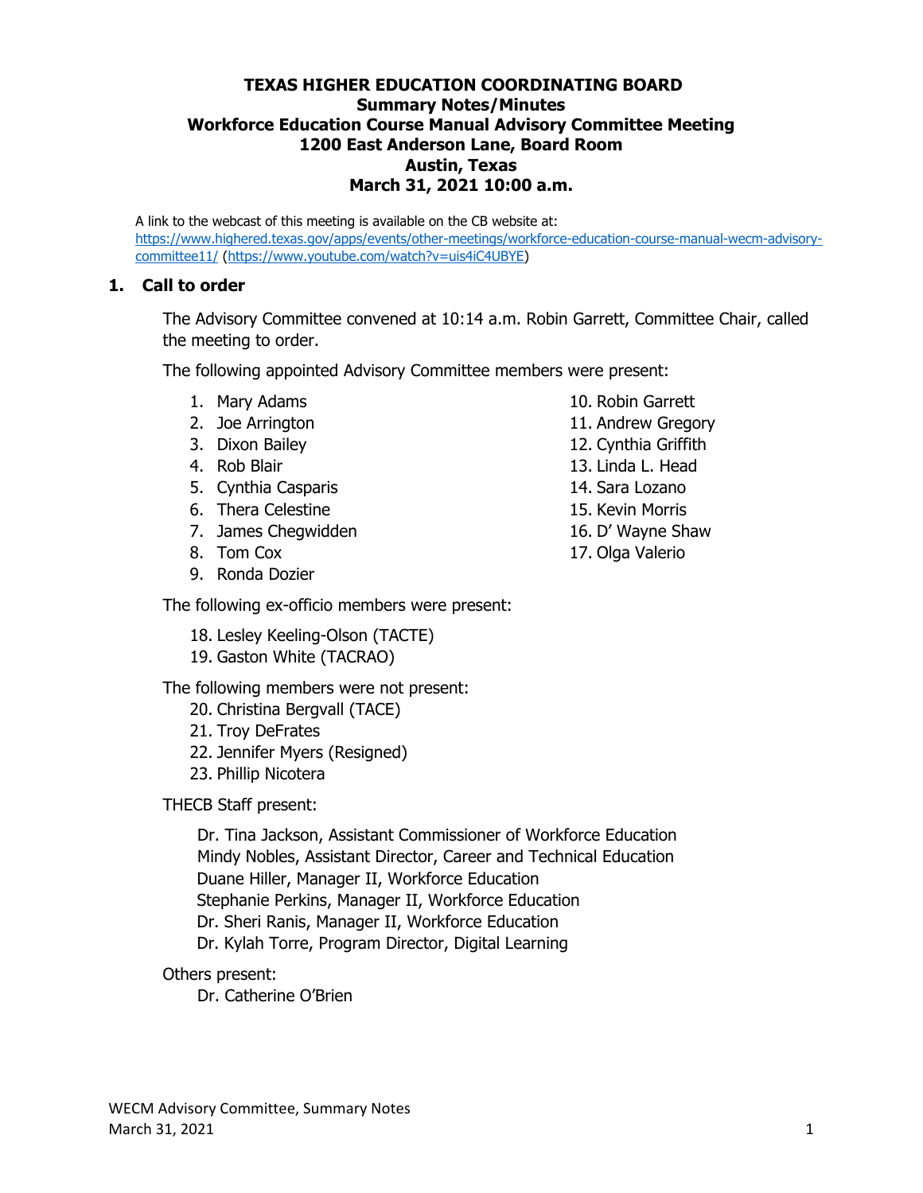# TEXAS HIGHER EDUCATION COORDINATING BOARD
## Summary Notes/Minutes
## Workforce Education Course Manual Advisory Committee Meeting
## 1200 East Anderson Lane, Board Room
## Austin, Texas
## March 31, 2021 10:00 a.m.

A link to the webcast of this meeting is available on the CB website at: https://www.highered.texas.gov/apps/events/other-meetings/workforce-education-course-manual-wecm-advisory-committee11/ (https://www.youtube.com/watch?v=uis4iC4UBYE)

### 1. Call to order

The Advisory Committee convened at 10:14 a.m. Robin Garrett, Committee Chair, called the meeting to order.

The following appointed Advisory Committee members were present:

1. Mary Adams
2. Joe Arrington
3. Dixon Bailey
4. Rob Blair
5. Cynthia Casparis
6. Thera Celestine
7. James Chegwidden
8. Tom Cox
9. Ronda Dozier
10. Robin Garrett
11. Andrew Gregory
12. Cynthia Griffith
13. Linda L. Head
14. Sara Lozano
15. Kevin Morris
16. D' Wayne Shaw
17. Olga Valerio

The following ex-officio members were present:

18. Lesley Keeling-Olson (TACTE)
19. Gaston White (TACRAO)

The following members were not present:

20. Christina Bergvall (TACE)
21. Troy DeFrates
22. Jennifer Myers (Resigned)
23. Phillip Nicotera

THECB Staff present:

Dr. Tina Jackson, Assistant Commissioner of Workforce Education
Mindy Nobles, Assistant Director, Career and Technical Education
Duane Hiller, Manager II, Workforce Education
Stephanie Perkins, Manager II, Workforce Education
Dr. Sheri Ranis, Manager II, Workforce Education
Dr. Kylah Torre, Program Director, Digital Learning

Others present:

Dr. Catherine O'Brien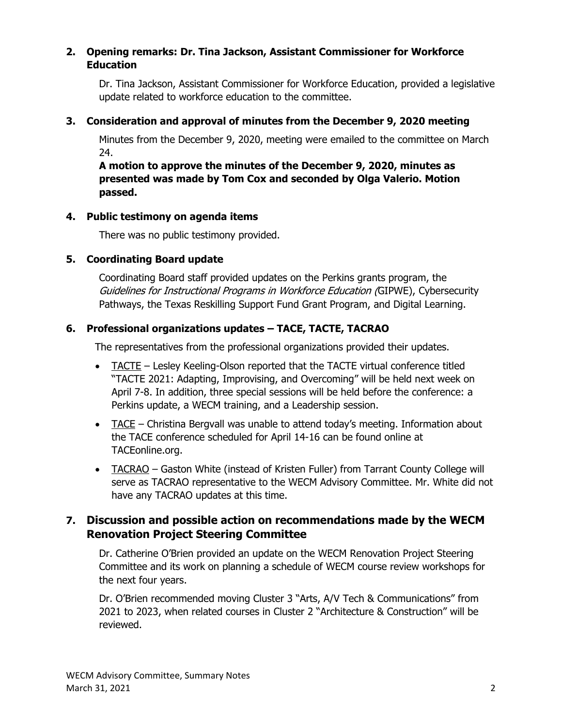## 2. Opening remarks: Dr. Tina Jackson, Assistant Commissioner for Workforce Education

Dr. Tina Jackson, Assistant Commissioner for Workforce Education, provided a legislative update related to workforce education to the committee.

## 3. Consideration and approval of minutes from the December 9, 2020 meeting

Minutes from the December 9, 2020, meeting were emailed to the committee on March 24.

**A motion to approve the minutes of the December 9, 2020, minutes as presented was made by Tom Cox and seconded by Olga Valerio. Motion passed.**

## 4. Public testimony on agenda items

There was no public testimony provided.

## 5. Coordinating Board update

Coordinating Board staff provided updates on the Perkins grants program, the *Guidelines for Instructional Programs in Workforce Education (*GIPWE), Cybersecurity Pathways, the Texas Reskilling Support Fund Grant Program, and Digital Learning.

## 6. Professional organizations updates – TACE, TACTE, TACRAO

The representatives from the professional organizations provided their updates.

- TACTE – Lesley Keeling-Olson reported that the TACTE virtual conference titled "TACTE 2021: Adapting, Improvising, and Overcoming" will be held next week on April 7-8. In addition, three special sessions will be held before the conference: a Perkins update, a WECM training, and a Leadership session.
- TACE – Christina Bergvall was unable to attend today's meeting. Information about the TACE conference scheduled for April 14-16 can be found online at TACEonline.org.
- TACRAO – Gaston White (instead of Kristen Fuller) from Tarrant County College will serve as TACRAO representative to the WECM Advisory Committee. Mr. White did not have any TACRAO updates at this time.

## 7. Discussion and possible action on recommendations made by the WECM Renovation Project Steering Committee

Dr. Catherine O'Brien provided an update on the WECM Renovation Project Steering Committee and its work on planning a schedule of WECM course review workshops for the next four years.

Dr. O'Brien recommended moving Cluster 3 "Arts, A/V Tech & Communications" from 2021 to 2023, when related courses in Cluster 2 "Architecture & Construction" will be reviewed.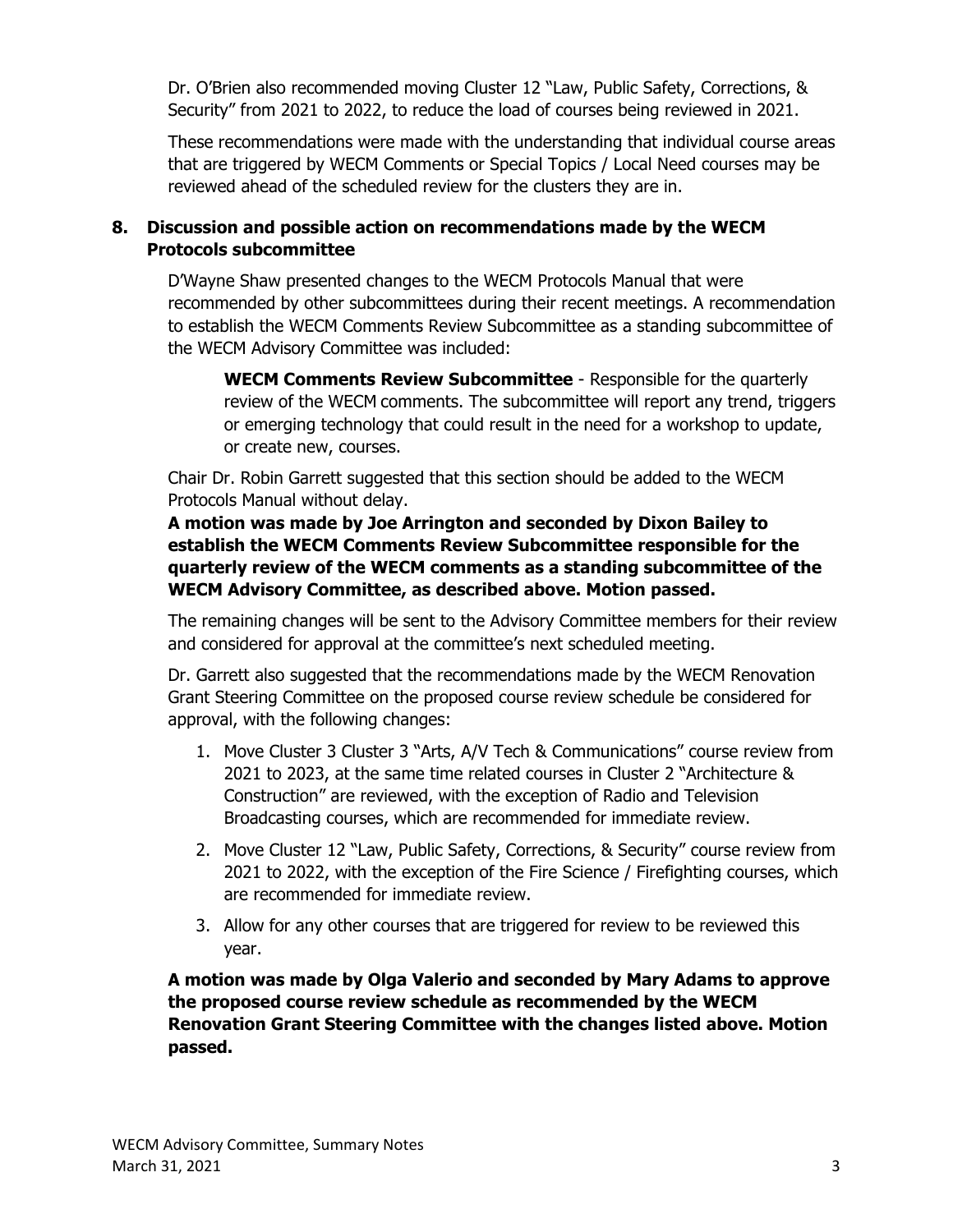Dr. O'Brien also recommended moving Cluster 12 "Law, Public Safety, Corrections, & Security" from 2021 to 2022, to reduce the load of courses being reviewed in 2021.

These recommendations were made with the understanding that individual course areas that are triggered by WECM Comments or Special Topics / Local Need courses may be reviewed ahead of the scheduled review for the clusters they are in.

## 8. Discussion and possible action on recommendations made by the WECM Protocols subcommittee

D'Wayne Shaw presented changes to the WECM Protocols Manual that were recommended by other subcommittees during their recent meetings. A recommendation to establish the WECM Comments Review Subcommittee as a standing subcommittee of the WECM Advisory Committee was included:

> **WECM Comments Review Subcommittee** - Responsible for the quarterly review of the WECM comments. The subcommittee will report any trend, triggers or emerging technology that could result in the need for a workshop to update, or create new, courses.

Chair Dr. Robin Garrett suggested that this section should be added to the WECM Protocols Manual without delay.

**A motion was made by Joe Arrington and seconded by Dixon Bailey to establish the WECM Comments Review Subcommittee responsible for the quarterly review of the WECM comments as a standing subcommittee of the WECM Advisory Committee, as described above. Motion passed.**

The remaining changes will be sent to the Advisory Committee members for their review and considered for approval at the committee's next scheduled meeting.

Dr. Garrett also suggested that the recommendations made by the WECM Renovation Grant Steering Committee on the proposed course review schedule be considered for approval, with the following changes:

1. Move Cluster 3 Cluster 3 "Arts, A/V Tech & Communications" course review from 2021 to 2023, at the same time related courses in Cluster 2 "Architecture & Construction" are reviewed, with the exception of Radio and Television Broadcasting courses, which are recommended for immediate review.
2. Move Cluster 12 "Law, Public Safety, Corrections, & Security" course review from 2021 to 2022, with the exception of the Fire Science / Firefighting courses, which are recommended for immediate review.
3. Allow for any other courses that are triggered for review to be reviewed this year.

**A motion was made by Olga Valerio and seconded by Mary Adams to approve the proposed course review schedule as recommended by the WECM Renovation Grant Steering Committee with the changes listed above. Motion passed.**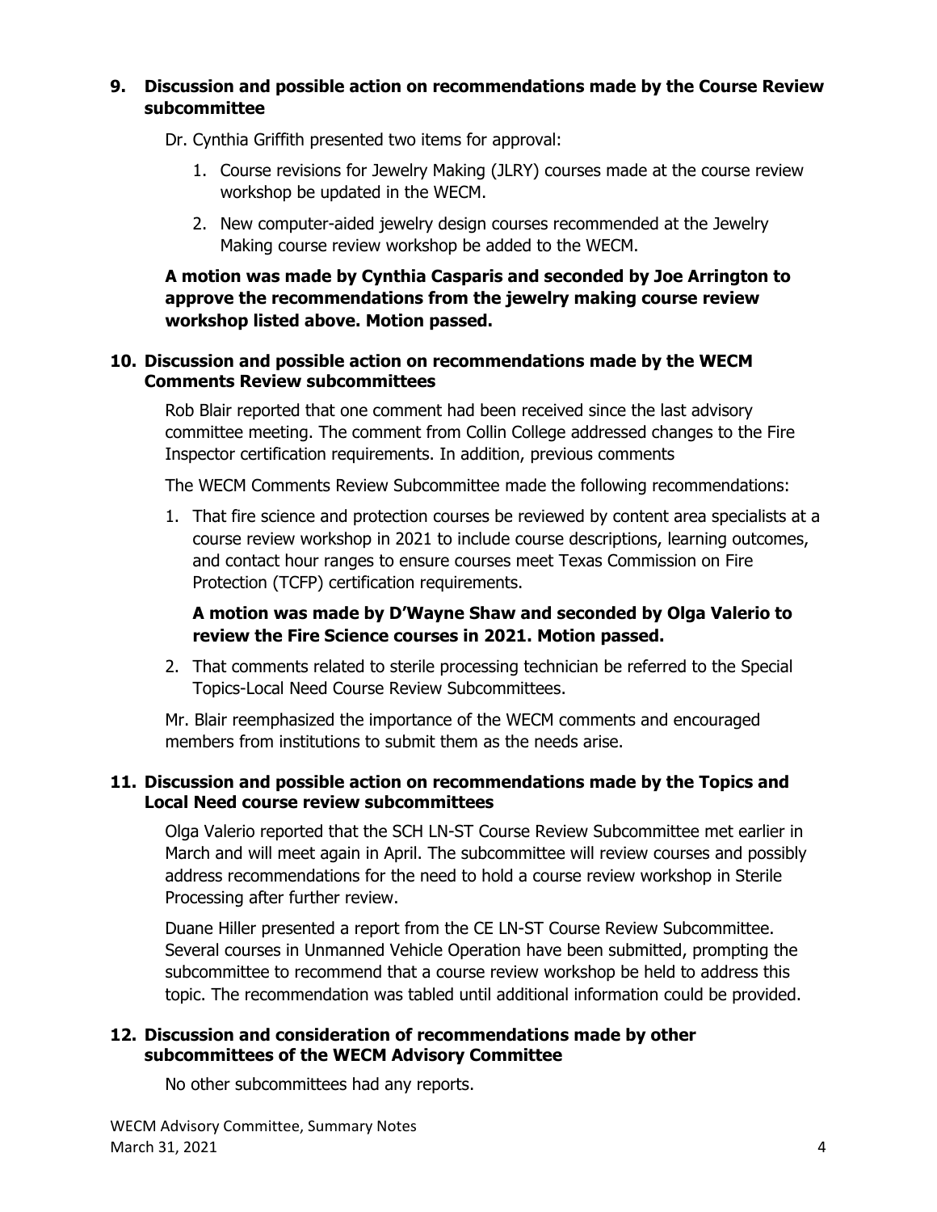## 9. Discussion and possible action on recommendations made by the Course Review subcommittee

Dr. Cynthia Griffith presented two items for approval:

1. Course revisions for Jewelry Making (JLRY) courses made at the course review workshop be updated in the WECM.
2. New computer-aided jewelry design courses recommended at the Jewelry Making course review workshop be added to the WECM.

**A motion was made by Cynthia Casparis and seconded by Joe Arrington to approve the recommendations from the jewelry making course review workshop listed above. Motion passed.**

## 10. Discussion and possible action on recommendations made by the WECM Comments Review subcommittees

Rob Blair reported that one comment had been received since the last advisory committee meeting. The comment from Collin College addressed changes to the Fire Inspector certification requirements. In addition, previous comments

The WECM Comments Review Subcommittee made the following recommendations:

1. That fire science and protection courses be reviewed by content area specialists at a course review workshop in 2021 to include course descriptions, learning outcomes, and contact hour ranges to ensure courses meet Texas Commission on Fire Protection (TCFP) certification requirements.

   **A motion was made by D'Wayne Shaw and seconded by Olga Valerio to review the Fire Science courses in 2021. Motion passed.**

2. That comments related to sterile processing technician be referred to the Special Topics-Local Need Course Review Subcommittees.

Mr. Blair reemphasized the importance of the WECM comments and encouraged members from institutions to submit them as the needs arise.

## 11. Discussion and possible action on recommendations made by the Topics and Local Need course review subcommittees

Olga Valerio reported that the SCH LN-ST Course Review Subcommittee met earlier in March and will meet again in April. The subcommittee will review courses and possibly address recommendations for the need to hold a course review workshop in Sterile Processing after further review.

Duane Hiller presented a report from the CE LN-ST Course Review Subcommittee. Several courses in Unmanned Vehicle Operation have been submitted, prompting the subcommittee to recommend that a course review workshop be held to address this topic. The recommendation was tabled until additional information could be provided.

## 12. Discussion and consideration of recommendations made by other subcommittees of the WECM Advisory Committee

No other subcommittees had any reports.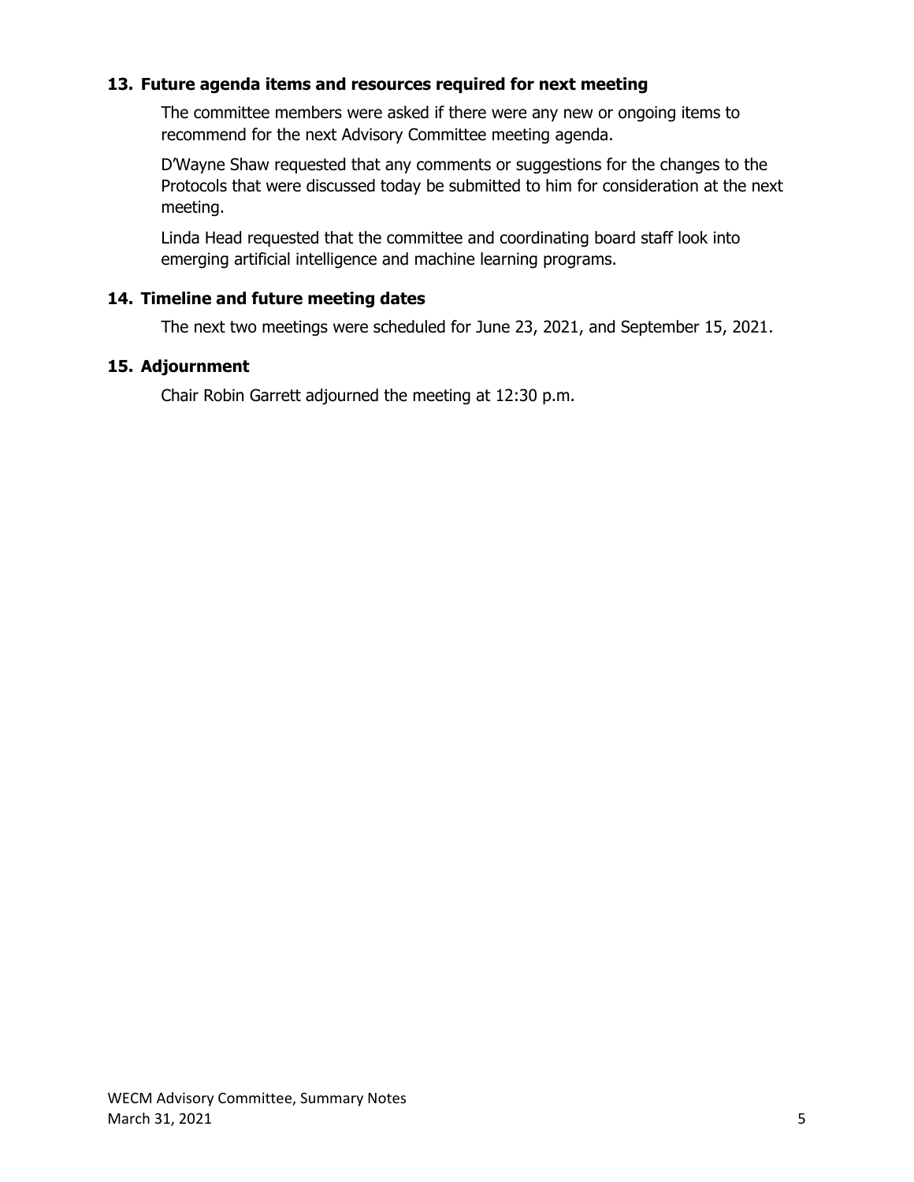### 13. Future agenda items and resources required for next meeting

The committee members were asked if there were any new or ongoing items to recommend for the next Advisory Committee meeting agenda.

D'Wayne Shaw requested that any comments or suggestions for the changes to the Protocols that were discussed today be submitted to him for consideration at the next meeting.

Linda Head requested that the committee and coordinating board staff look into emerging artificial intelligence and machine learning programs.

### 14. Timeline and future meeting dates

The next two meetings were scheduled for June 23, 2021, and September 15, 2021.

### 15. Adjournment

Chair Robin Garrett adjourned the meeting at 12:30 p.m.